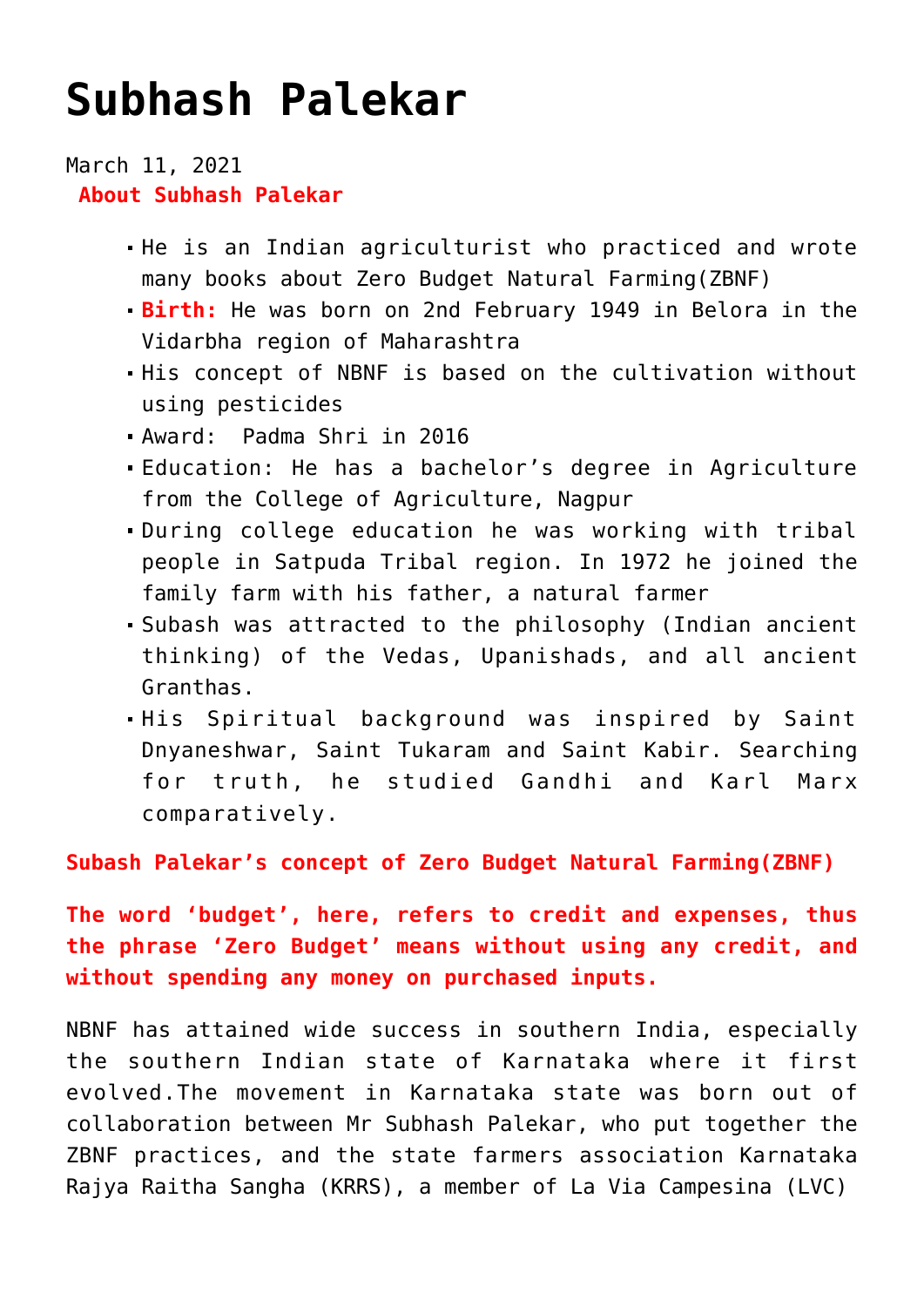# Subhash Palekar

March 11, 2021

**About Subhash Palekar**

- He is an Indian agriculturist who practiced and wrote many books about Zero Budget Natural Farming(ZBNF)
- **Birth:** He was born on 2nd February 1949 in Belora in the Vidarbha region of Maharashtra
- His concept of NBNF is based on the cultivation without using pesticides
- Award:  Padma Shri in 2016
- Education: He has a bachelor's degree in Agriculture from the College of Agriculture, Nagpur
- During college education he was working with tribal people in Satpuda Tribal region. In 1972 he joined the family farm with his father, a natural farmer
- Subash was attracted to the philosophy (Indian ancient thinking) of the Vedas, Upanishads, and all ancient Granthas.
- His Spiritual background was inspired by Saint Dnyaneshwar, Saint Tukaram and Saint Kabir. Searching for truth, he studied Gandhi and Karl Marx comparatively.

**Subash Palekar's concept of Zero Budget Natural Farming(ZBNF)**

**The word 'budget', here, refers to credit and expenses, thus the phrase 'Zero Budget' means without using any credit, and without spending any money on purchased inputs.**

NBNF has attained wide success in southern India, especially the southern Indian state of Karnataka where it first evolved.The movement in Karnataka state was born out of collaboration between Mr Subhash Palekar, who put together the ZBNF practices, and the state farmers association Karnataka Rajya Raitha Sangha (KRRS), a member of La Via Campesina (LVC)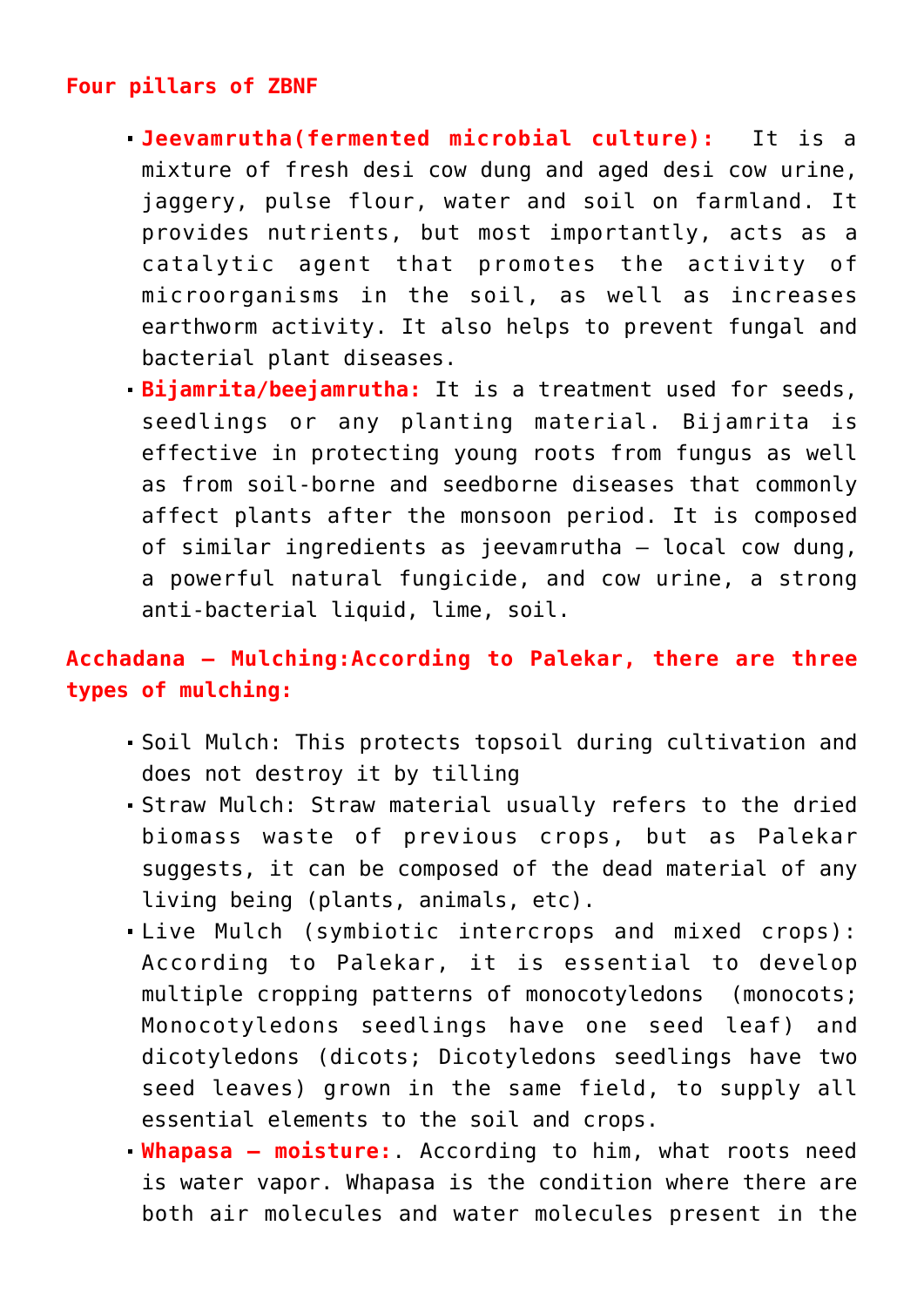**Four pillars of ZBNF**

- **Jeevamrutha(fermented microbial culture):** It is a mixture of fresh desi cow dung and aged desi cow urine, jaggery, pulse flour, water and soil on farmland. It provides nutrients, but most importantly, acts as a catalytic agent that promotes the activity of microorganisms in the soil, as well as increases earthworm activity. It also helps to prevent fungal and bacterial plant diseases.
- **Bijamrita/beejamrutha:** It is a treatment used for seeds, seedlings or any planting material. Bijamrita is effective in protecting young roots from fungus as well as from soil-borne and seedborne diseases that commonly affect plants after the monsoon period. It is composed of similar ingredients as jeevamrutha – local cow dung, a powerful natural fungicide, and cow urine, a strong anti-bacterial liquid, lime, soil.

**Acchadana – Mulching:According to Palekar, there are three types of mulching:**

- Soil Mulch: This protects topsoil during cultivation and does not destroy it by tilling
- Straw Mulch: Straw material usually refers to the dried biomass waste of previous crops, but as Palekar suggests, it can be composed of the dead material of any living being (plants, animals, etc).
- Live Mulch (symbiotic intercrops and mixed crops): According to Palekar, it is essential to develop multiple cropping patterns of monocotyledons (monocots; Monocotyledons seedlings have one seed leaf) and dicotyledons (dicots; Dicotyledons seedlings have two seed leaves) grown in the same field, to supply all essential elements to the soil and crops.
- **Whapasa – moisture:**. According to him, what roots need is water vapor. Whapasa is the condition where there are both air molecules and water molecules present in the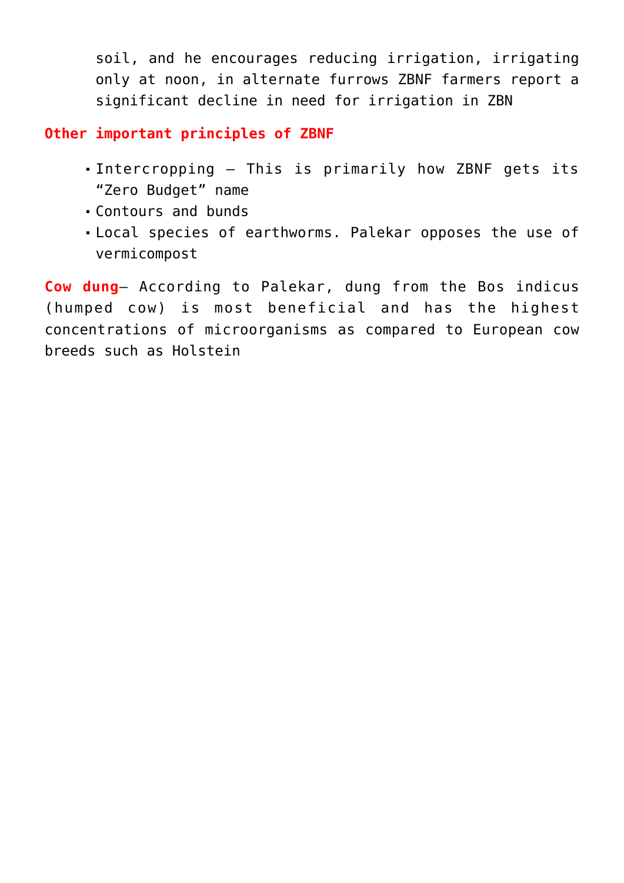soil, and he encourages reducing irrigation, irrigating only at noon, in alternate furrows ZBNF farmers report a significant decline in need for irrigation in ZBN

**Other important principles of ZBNF**

- Intercropping – This is primarily how ZBNF gets its "Zero Budget" name
- Contours and bunds
- Local species of earthworms. Palekar opposes the use of vermicompost

**Cow dung**– According to Palekar, dung from the Bos indicus (humped cow) is most beneficial and has the highest concentrations of microorganisms as compared to European cow breeds such as Holstein